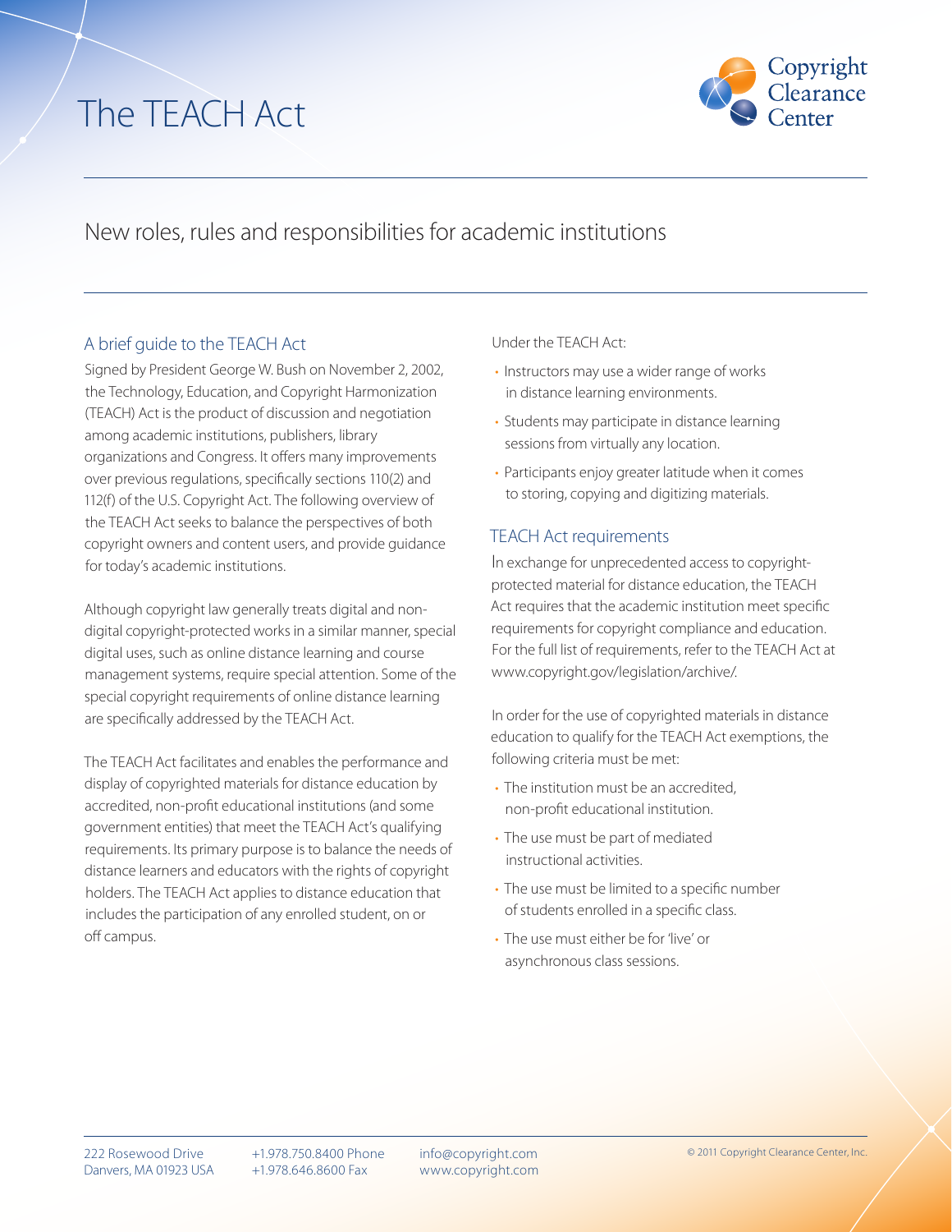# The TEACH Act

Copyright Clearance Center

## New roles, rules and responsibilities for academic institutions

### A brief guide to the TEACH Act

Signed by President George W. Bush on November 2, 2002, the Technology, Education, and Copyright Harmonization (TEACH) Act is the product of discussion and negotiation among academic institutions, publishers, library organizations and Congress. It offers many improvements over previous regulations, specifically sections 110(2) and 112(f) of the U.S. Copyright Act. The following overview of the TEACH Act seeks to balance the perspectives of both copyright owners and content users, and provide guidance for today's academic institutions.

Although copyright law generally treats digital and non-digital copyright-protected works in a similar manner, special digital uses, such as online distance learning and course management systems, require special attention. Some of the special copyright requirements of online distance learning are specifically addressed by the TEACH Act.

The TEACH Act facilitates and enables the performance and display of copyrighted materials for distance education by accredited, non-profit educational institutions (and some government entities) that meet the TEACH Act's qualifying requirements. Its primary purpose is to balance the needs of distance learners and educators with the rights of copyright holders. The TEACH Act applies to distance education that includes the participation of any enrolled student, on or off campus.

Under the TEACH Act:

- Instructors may use a wider range of works in distance learning environments.
- Students may participate in distance learning sessions from virtually any location.
- Participants enjoy greater latitude when it comes to storing, copying and digitizing materials.

### TEACH Act requirements

In exchange for unprecedented access to copyright-protected material for distance education, the TEACH Act requires that the academic institution meet specific requirements for copyright compliance and education. For the full list of requirements, refer to the TEACH Act at www.copyright.gov/legislation/archive/.

In order for the use of copyrighted materials in distance education to qualify for the TEACH Act exemptions, the following criteria must be met:

- The institution must be an accredited, non-profit educational institution.
- The use must be part of mediated instructional activities.
- The use must be limited to a specific number of students enrolled in a specific class.
- The use must either be for 'live' or asynchronous class sessions.

222 Rosewood Drive
Danvers, MA 01923 USA

+1.978.750.8400 Phone
+1.978.646.8600 Fax

info@copyright.com
www.copyright.com

© 2011 Copyright Clearance Center, Inc.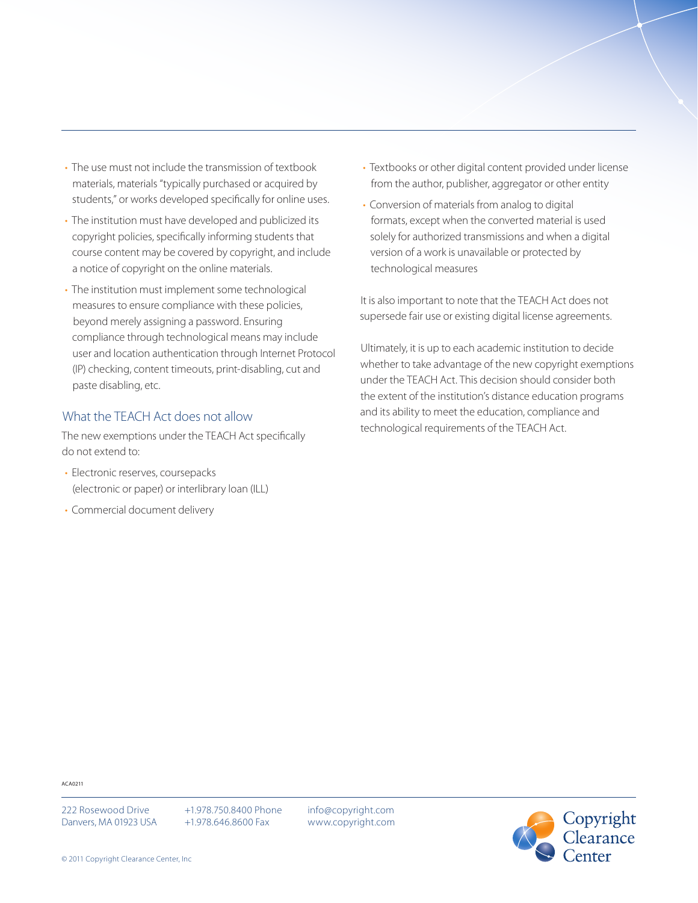- The use must not include the transmission of textbook materials, materials "typically purchased or acquired by students," or works developed specifically for online uses.
- The institution must have developed and publicized its copyright policies, specifically informing students that course content may be covered by copyright, and include a notice of copyright on the online materials.
- The institution must implement some technological measures to ensure compliance with these policies, beyond merely assigning a password. Ensuring compliance through technological means may include user and location authentication through Internet Protocol (IP) checking, content timeouts, print-disabling, cut and paste disabling, etc.

## What the TEACH Act does not allow

The new exemptions under the TEACH Act specifically do not extend to:

- Electronic reserves, coursepacks (electronic or paper) or interlibrary loan (ILL)
- Commercial document delivery
- Textbooks or other digital content provided under license from the author, publisher, aggregator or other entity
- Conversion of materials from analog to digital formats, except when the converted material is used solely for authorized transmissions and when a digital version of a work is unavailable or protected by technological measures

It is also important to note that the TEACH Act does not supersede fair use or existing digital license agreements.

Ultimately, it is up to each academic institution to decide whether to take advantage of the new copyright exemptions under the TEACH Act. This decision should consider both the extent of the institution's distance education programs and its ability to meet the education, compliance and technological requirements of the TEACH Act.

ACA0211

222 Rosewood Drive
Danvers, MA 01923 USA

+1.978.750.8400 Phone
+1.978.646.8600 Fax

info@copyright.com
www.copyright.com

Copyright Clearance Center

© 2011 Copyright Clearance Center, Inc